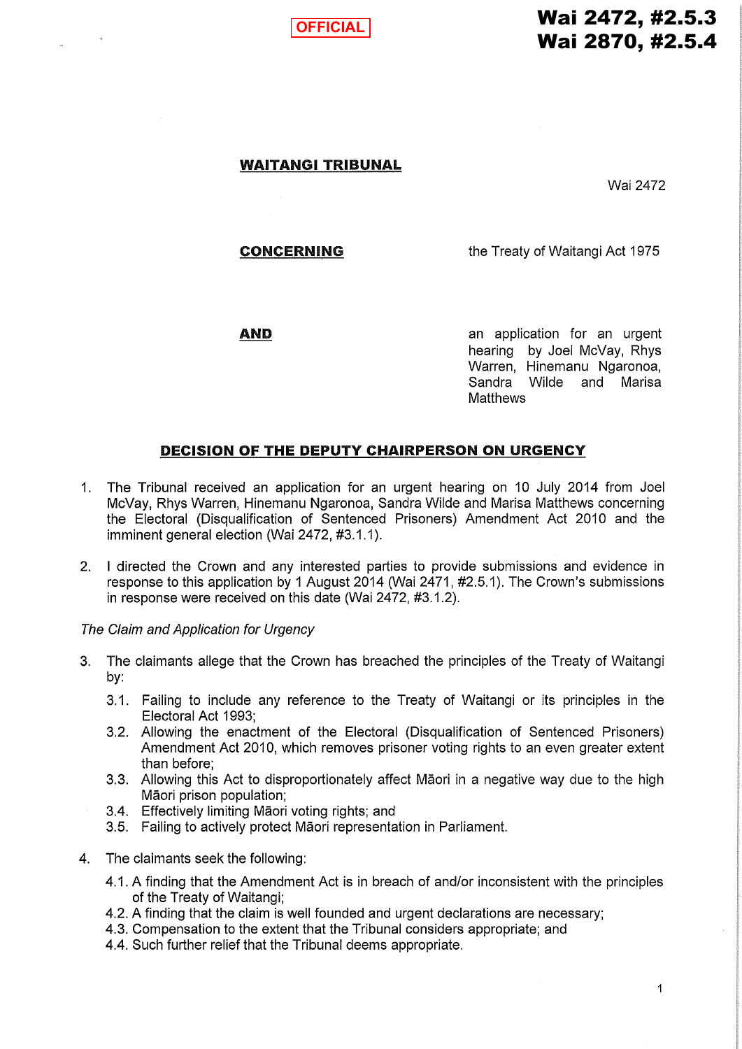OFFICIAL

**Wai 2472, #2.5.3**
**Wai 2870, #2.5.4**

**WAITANGI TRIBUNAL**

Wai 2472

**CONCERNING** the Treaty of Waitangi Act 1975

**AND** an application for an urgent hearing by Joel McVay, Rhys Warren, Hinemanu Ngaronoa, Sandra Wilde and Marisa Matthews

## DECISION OF THE DEPUTY CHAIRPERSON ON URGENCY

1. The Tribunal received an application for an urgent hearing on 10 July 2014 from Joel McVay, Rhys Warren, Hinemanu Ngaronoa, Sandra Wilde and Marisa Matthews concerning the Electoral (Disqualification of Sentenced Prisoners) Amendment Act 2010 and the imminent general election (Wai 2472, #3.1.1).

2. I directed the Crown and any interested parties to provide submissions and evidence in response to this application by 1 August 2014 (Wai 2471, #2.5.1). The Crown's submissions in response were received on this date (Wai 2472, #3.1.2).

*The Claim and Application for Urgency*

3. The claimants allege that the Crown has breached the principles of the Treaty of Waitangi by:
   3.1. Failing to include any reference to the Treaty of Waitangi or its principles in the Electoral Act 1993;
   3.2. Allowing the enactment of the Electoral (Disqualification of Sentenced Prisoners) Amendment Act 2010, which removes prisoner voting rights to an even greater extent than before;
   3.3. Allowing this Act to disproportionately affect Māori in a negative way due to the high Māori prison population;
   3.4. Effectively limiting Māori voting rights; and
   3.5. Failing to actively protect Māori representation in Parliament.

4. The claimants seek the following:
   4.1. A finding that the Amendment Act is in breach of and/or inconsistent with the principles of the Treaty of Waitangi;
   4.2. A finding that the claim is well founded and urgent declarations are necessary;
   4.3. Compensation to the extent that the Tribunal considers appropriate; and
   4.4. Such further relief that the Tribunal deems appropriate.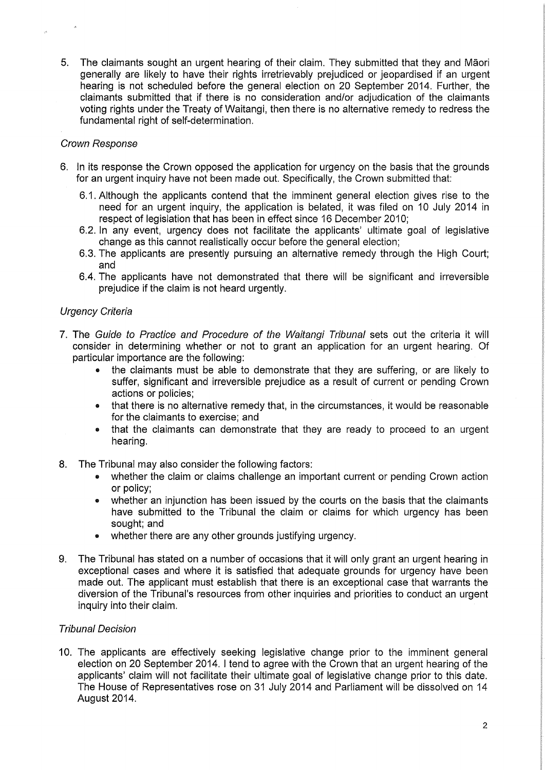5. The claimants sought an urgent hearing of their claim. They submitted that they and Māori generally are likely to have their rights irretrievably prejudiced or jeopardised if an urgent hearing is not scheduled before the general election on 20 September 2014. Further, the claimants submitted that if there is no consideration and/or adjudication of the claimants voting rights under the Treaty of Waitangi, then there is no alternative remedy to redress the fundamental right of self-determination.

### *Crown Response*

6. In its response the Crown opposed the application for urgency on the basis that the grounds for an urgent inquiry have not been made out. Specifically, the Crown submitted that:

   6.1. Although the applicants contend that the imminent general election gives rise to the need for an urgent inquiry, the application is belated, it was filed on 10 July 2014 in respect of legislation that has been in effect since 16 December 2010;

   6.2. In any event, urgency does not facilitate the applicants' ultimate goal of legislative change as this cannot realistically occur before the general election;

   6.3. The applicants are presently pursuing an alternative remedy through the High Court; and

   6.4. The applicants have not demonstrated that there will be significant and irreversible prejudice if the claim is not heard urgently.

### *Urgency Criteria*

7. The *Guide to Practice and Procedure of the Waitangi Tribunal* sets out the criteria it will consider in determining whether or not to grant an application for an urgent hearing. Of particular importance are the following:
   - the claimants must be able to demonstrate that they are suffering, or are likely to suffer, significant and irreversible prejudice as a result of current or pending Crown actions or policies;
   - that there is no alternative remedy that, in the circumstances, it would be reasonable for the claimants to exercise; and
   - that the claimants can demonstrate that they are ready to proceed to an urgent hearing.

8. The Tribunal may also consider the following factors:
   - whether the claim or claims challenge an important current or pending Crown action or policy;
   - whether an injunction has been issued by the courts on the basis that the claimants have submitted to the Tribunal the claim or claims for which urgency has been sought; and
   - whether there are any other grounds justifying urgency.

9. The Tribunal has stated on a number of occasions that it will only grant an urgent hearing in exceptional cases and where it is satisfied that adequate grounds for urgency have been made out. The applicant must establish that there is an exceptional case that warrants the diversion of the Tribunal's resources from other inquiries and priorities to conduct an urgent inquiry into their claim.

### *Tribunal Decision*

10. The applicants are effectively seeking legislative change prior to the imminent general election on 20 September 2014. I tend to agree with the Crown that an urgent hearing of the applicants' claim will not facilitate their ultimate goal of legislative change prior to this date. The House of Representatives rose on 31 July 2014 and Parliament will be dissolved on 14 August 2014.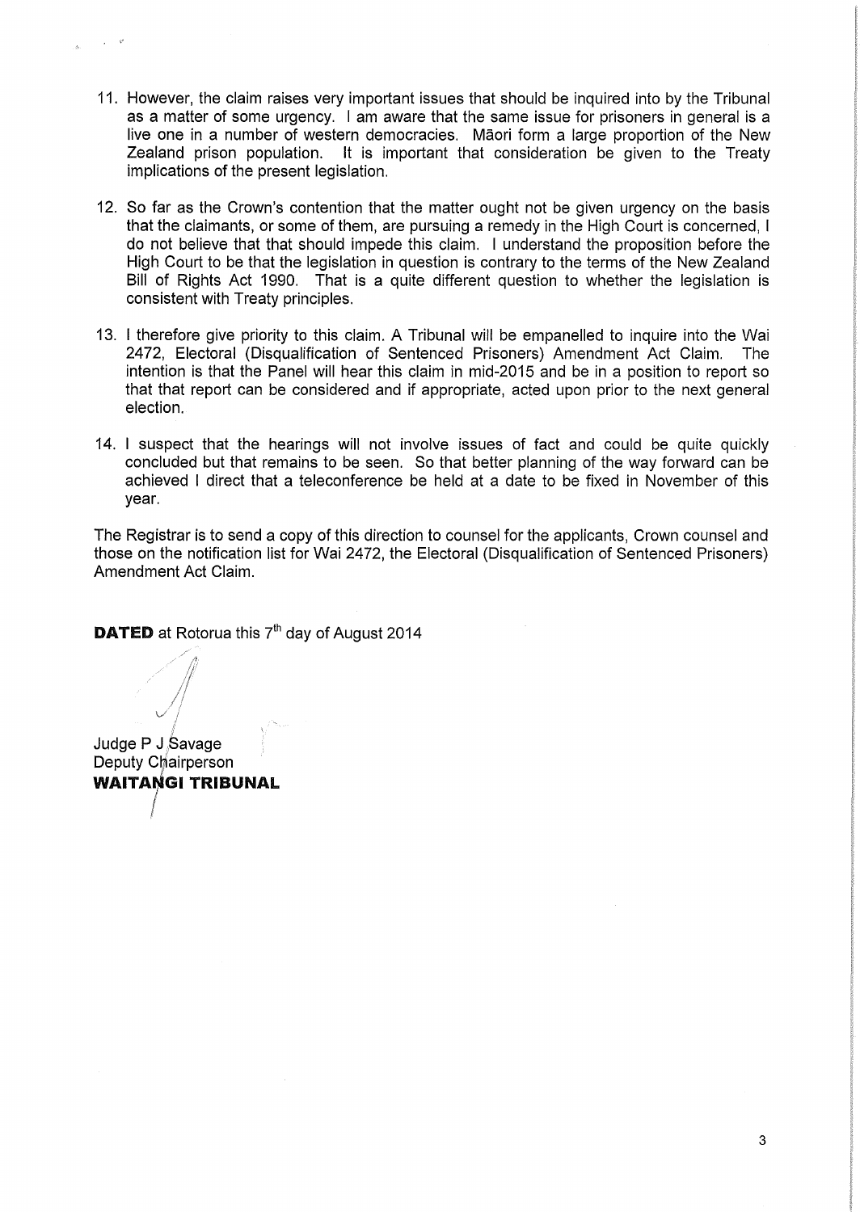11. However, the claim raises very important issues that should be inquired into by the Tribunal as a matter of some urgency. I am aware that the same issue for prisoners in general is a live one in a number of western democracies. Māori form a large proportion of the New Zealand prison population. It is important that consideration be given to the Treaty implications of the present legislation.

12. So far as the Crown's contention that the matter ought not be given urgency on the basis that the claimants, or some of them, are pursuing a remedy in the High Court is concerned, I do not believe that that should impede this claim. I understand the proposition before the High Court to be that the legislation in question is contrary to the terms of the New Zealand Bill of Rights Act 1990. That is a quite different question to whether the legislation is consistent with Treaty principles.

13. I therefore give priority to this claim. A Tribunal will be empanelled to inquire into the Wai 2472, Electoral (Disqualification of Sentenced Prisoners) Amendment Act Claim. The intention is that the Panel will hear this claim in mid-2015 and be in a position to report so that that report can be considered and if appropriate, acted upon prior to the next general election.

14. I suspect that the hearings will not involve issues of fact and could be quite quickly concluded but that remains to be seen. So that better planning of the way forward can be achieved I direct that a teleconference be held at a date to be fixed in November of this year.

The Registrar is to send a copy of this direction to counsel for the applicants, Crown counsel and those on the notification list for Wai 2472, the Electoral (Disqualification of Sentenced Prisoners) Amendment Act Claim.

**DATED** at Rotorua this 7th day of August 2014

Judge P J Savage
Deputy Chairperson
**WAITANGI TRIBUNAL**